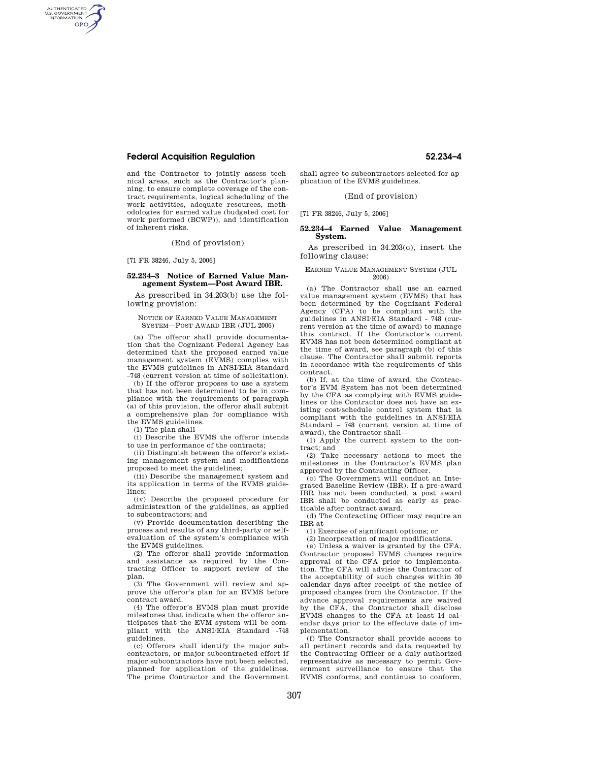and the Contractor to jointly assess technical areas, such as the Contractor's planning, to ensure complete coverage of the contract requirements, logical scheduling of the work activities, adequate resources, methodologies for earned value (budgeted cost for work performed (BCWP)), and identification of inherent risks.

(End of provision)

[71 FR 38246, July 5, 2006]

### 52.234–3 Notice of Earned Value Management System—Post Award IBR.

As prescribed in 34.203(b) use the following provision:

NOTICE OF EARNED VALUE MANAGEMENT SYSTEM—POST AWARD IBR (JUL 2006)

(a) The offeror shall provide documentation that the Cognizant Federal Agency has determined that the proposed earned value management system (EVMS) complies with the EVMS guidelines in ANSI/EIA Standard –748 (current version at time of solicitation).

(b) If the offeror proposes to use a system that has not been determined to be in compliance with the requirements of paragraph (a) of this provision, the offeror shall submit a comprehensive plan for compliance with the EVMS guidelines.

(1) The plan shall—

(i) Describe the EVMS the offeror intends to use in performance of the contracts;

(ii) Distinguish between the offeror's existing management system and modifications proposed to meet the guidelines;

(iii) Describe the management system and its application in terms of the EVMS guidelines;

(iv) Describe the proposed procedure for administration of the guidelines, as applied to subcontractors; and

(v) Provide documentation describing the process and results of any third-party or self-evaluation of the system's compliance with the EVMS guidelines.

(2) The offeror shall provide information and assistance as required by the Contracting Officer to support review of the plan.

(3) The Government will review and approve the offeror's plan for an EVMS before contract award.

(4) The offeror's EVMS plan must provide milestones that indicate when the offeror anticipates that the EVM system will be compliant with the ANSI/EIA Standard -748 guidelines.

(c) Offerors shall identify the major subcontractors, or major subcontracted effort if major subcontractors have not been selected, planned for application of the guidelines. The prime Contractor and the Government shall agree to subcontractors selected for application of the EVMS guidelines.

(End of provision)

[71 FR 38246, July 5, 2006]

### 52.234–4 Earned Value Management System.

As prescribed in 34.203(c), insert the following clause:

EARNED VALUE MANAGEMENT SYSTEM (JUL 2006)

(a) The Contractor shall use an earned value management system (EVMS) that has been determined by the Cognizant Federal Agency (CFA) to be compliant with the guidelines in ANSI/EIA Standard - 748 (current version at the time of award) to manage this contract. If the Contractor's current EVMS has not been determined compliant at the time of award, see paragraph (b) of this clause. The Contractor shall submit reports in accordance with the requirements of this contract.

(b) If, at the time of award, the Contractor's EVM System has not been determined by the CFA as complying with EVMS guidelines or the Contractor does not have an existing cost/schedule control system that is compliant with the guidelines in ANSI/EIA Standard – 748 (current version at time of award), the Contractor shall—

(1) Apply the current system to the contract; and

(2) Take necessary actions to meet the milestones in the Contractor's EVMS plan approved by the Contracting Officer.

(c) The Government will conduct an Integrated Baseline Review (IBR). If a pre-award IBR has not been conducted, a post award IBR shall be conducted as early as practicable after contract award.

(d) The Contracting Officer may require an IBR at—

(1) Exercise of significant options; or

(2) Incorporation of major modifications.

(e) Unless a waiver is granted by the CFA, Contractor proposed EVMS changes require approval of the CFA prior to implementation. The CFA will advise the Contractor of the acceptability of such changes within 30 calendar days after receipt of the notice of proposed changes from the Contractor. If the advance approval requirements are waived by the CFA, the Contractor shall disclose EVMS changes to the CFA at least 14 calendar days prior to the effective date of implementation.

(f) The Contractor shall provide access to all pertinent records and data requested by the Contracting Officer or a duly authorized representative as necessary to permit Government surveillance to ensure that the EVMS conforms, and continues to conform,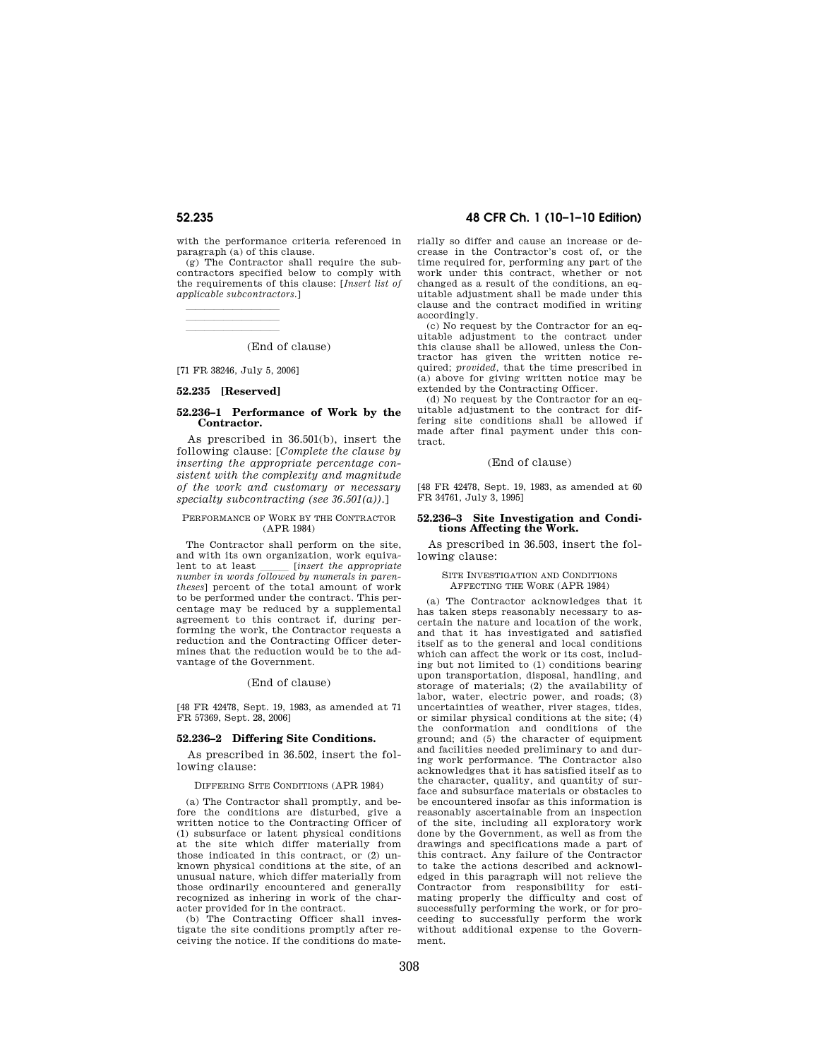with the performance criteria referenced in paragraph (a) of this clause.

(g) The Contractor shall require the subcontractors specified below to comply with the requirements of this clause: [*Insert list of applicable subcontractors.*]

\_\_\_\_\_\_\_\_\_\_\_\_\_\_\_\_\_\_\_\_

\_\_\_\_\_\_\_\_\_\_\_\_\_\_\_\_\_\_\_\_

\_\_\_\_\_\_\_\_\_\_\_\_\_\_\_\_\_\_\_\_

(End of clause)

[71 FR 38246, July 5, 2006]

### 52.235 [Reserved]

### 52.236–1 Performance of Work by the Contractor.

As prescribed in 36.501(b), insert the following clause: [*Complete the clause by inserting the appropriate percentage consistent with the complexity and magnitude of the work and customary or necessary specialty subcontracting (see 36.501(a)).*]

PERFORMANCE OF WORK BY THE CONTRACTOR (APR 1984)

The Contractor shall perform on the site, and with its own organization, work equivalent to at least \_\_\_\_\_ [*insert the appropriate number in words followed by numerals in parentheses*] percent of the total amount of work to be performed under the contract. This percentage may be reduced by a supplemental agreement to this contract if, during performing the work, the Contractor requests a reduction and the Contracting Officer determines that the reduction would be to the advantage of the Government.

(End of clause)

[48 FR 42478, Sept. 19, 1983, as amended at 71 FR 57369, Sept. 28, 2006]

### 52.236–2 Differing Site Conditions.

As prescribed in 36.502, insert the following clause:

DIFFERING SITE CONDITIONS (APR 1984)

(a) The Contractor shall promptly, and before the conditions are disturbed, give a written notice to the Contracting Officer of (1) subsurface or latent physical conditions at the site which differ materially from those indicated in this contract, or (2) unknown physical conditions at the site, of an unusual nature, which differ materially from those ordinarily encountered and generally recognized as inhering in work of the character provided for in the contract.

(b) The Contracting Officer shall investigate the site conditions promptly after receiving the notice. If the conditions do materially so differ and cause an increase or decrease in the Contractor's cost of, or the time required for, performing any part of the work under this contract, whether or not changed as a result of the conditions, an equitable adjustment shall be made under this clause and the contract modified in writing accordingly.

(c) No request by the Contractor for an equitable adjustment to the contract under this clause shall be allowed, unless the Contractor has given the written notice required; *provided*, that the time prescribed in (a) above for giving written notice may be extended by the Contracting Officer.

(d) No request by the Contractor for an equitable adjustment to the contract for differing site conditions shall be allowed if made after final payment under this contract.

(End of clause)

[48 FR 42478, Sept. 19, 1983, as amended at 60 FR 34761, July 3, 1995]

### 52.236–3 Site Investigation and Conditions Affecting the Work.

As prescribed in 36.503, insert the following clause:

SITE INVESTIGATION AND CONDITIONS AFFECTING THE WORK (APR 1984)

(a) The Contractor acknowledges that it has taken steps reasonably necessary to ascertain the nature and location of the work, and that it has investigated and satisfied itself as to the general and local conditions which can affect the work or its cost, including but not limited to (1) conditions bearing upon transportation, disposal, handling, and storage of materials; (2) the availability of labor, water, electric power, and roads; (3) uncertainties of weather, river stages, tides, or similar physical conditions at the site; (4) the conformation and conditions of the ground; and (5) the character of equipment and facilities needed preliminary to and during work performance. The Contractor also acknowledges that it has satisfied itself as to the character, quality, and quantity of surface and subsurface materials or obstacles to be encountered insofar as this information is reasonably ascertainable from an inspection of the site, including all exploratory work done by the Government, as well as from the drawings and specifications made a part of this contract. Any failure of the Contractor to take the actions described and acknowledged in this paragraph will not relieve the Contractor from responsibility for estimating properly the difficulty and cost of successfully performing the work, or for proceeding to successfully perform the work without additional expense to the Government.